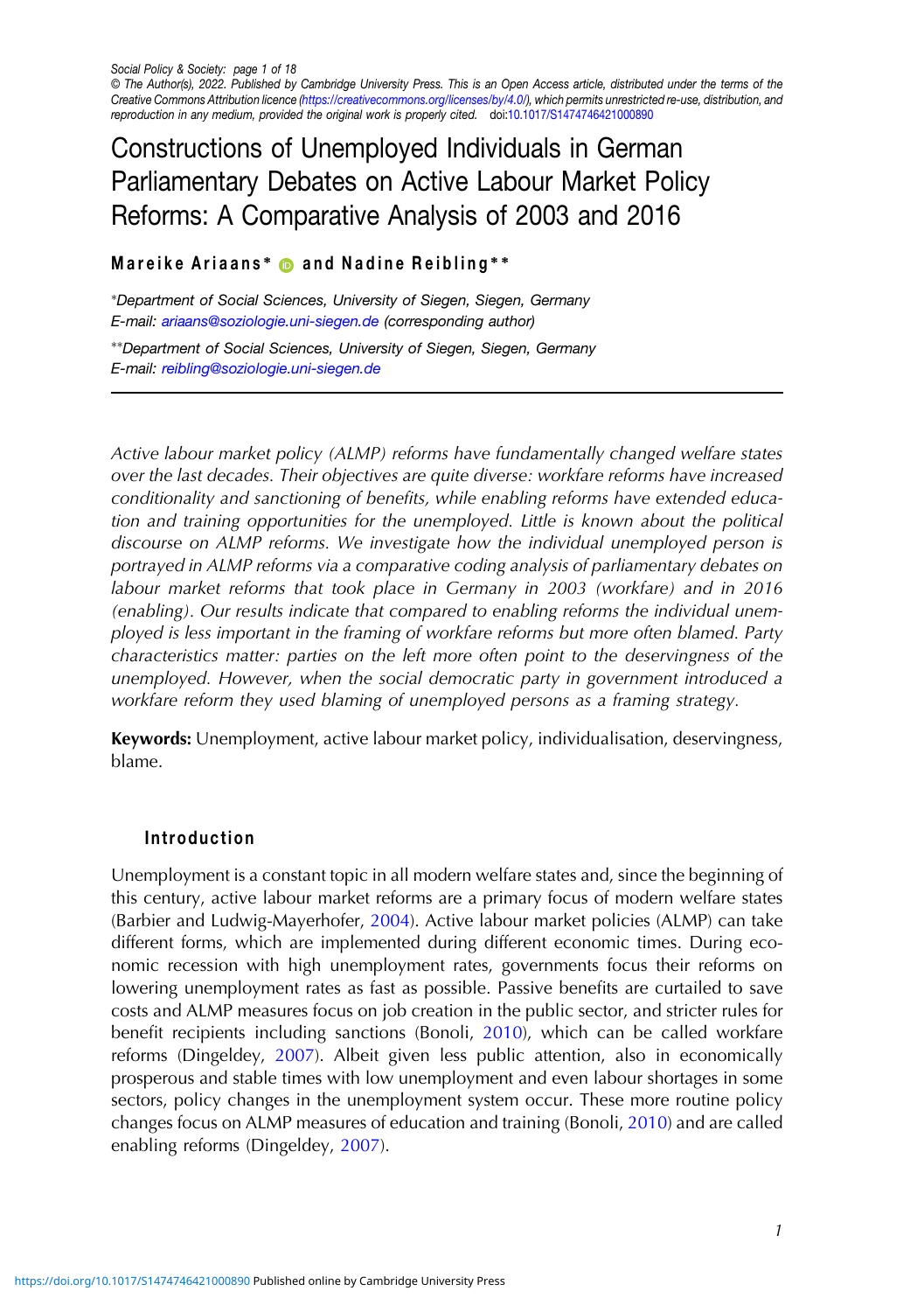© The Author(s), 2022. Published by Cambridge University Press. This is an Open Access article, distributed under the terms of the Creative Commons Attribution licence (https://creativecommons.org/licenses/by/4.0/), which permits unrestricted re-use, distribution, and reproduction in any medium, provided the original work is properly cited. doi:10.1017/S1474746421000890

# Constructions of Unemployed Individuals in German Parliamentary Debates on Active Labour Market Policy Reforms: A Comparative Analysis of 2003 and 2016

**Mareike Ariaans*** **and Nadine Reibling****

*Department of Social Sciences, University of Siegen, Siegen, Germany
E-mail: ariaans@soziologie.uni-siegen.de (corresponding author)

**Department of Social Sciences, University of Siegen, Siegen, Germany
E-mail: reibling@soziologie.uni-siegen.de

*Active labour market policy (ALMP) reforms have fundamentally changed welfare states over the last decades. Their objectives are quite diverse: workfare reforms have increased conditionality and sanctioning of benefits, while enabling reforms have extended education and training opportunities for the unemployed. Little is known about the political discourse on ALMP reforms. We investigate how the individual unemployed person is portrayed in ALMP reforms via a comparative coding analysis of parliamentary debates on labour market reforms that took place in Germany in 2003 (workfare) and in 2016 (enabling). Our results indicate that compared to enabling reforms the individual unemployed is less important in the framing of workfare reforms but more often blamed. Party characteristics matter: parties on the left more often point to the deservingness of the unemployed. However, when the social democratic party in government introduced a workfare reform they used blaming of unemployed persons as a framing strategy.*

**Keywords:** Unemployment, active labour market policy, individualisation, deservingness, blame.

## Introduction

Unemployment is a constant topic in all modern welfare states and, since the beginning of this century, active labour market reforms are a primary focus of modern welfare states (Barbier and Ludwig-Mayerhofer, 2004). Active labour market policies (ALMP) can take different forms, which are implemented during different economic times. During economic recession with high unemployment rates, governments focus their reforms on lowering unemployment rates as fast as possible. Passive benefits are curtailed to save costs and ALMP measures focus on job creation in the public sector, and stricter rules for benefit recipients including sanctions (Bonoli, 2010), which can be called workfare reforms (Dingeldey, 2007). Albeit given less public attention, also in economically prosperous and stable times with low unemployment and even labour shortages in some sectors, policy changes in the unemployment system occur. These more routine policy changes focus on ALMP measures of education and training (Bonoli, 2010) and are called enabling reforms (Dingeldey, 2007).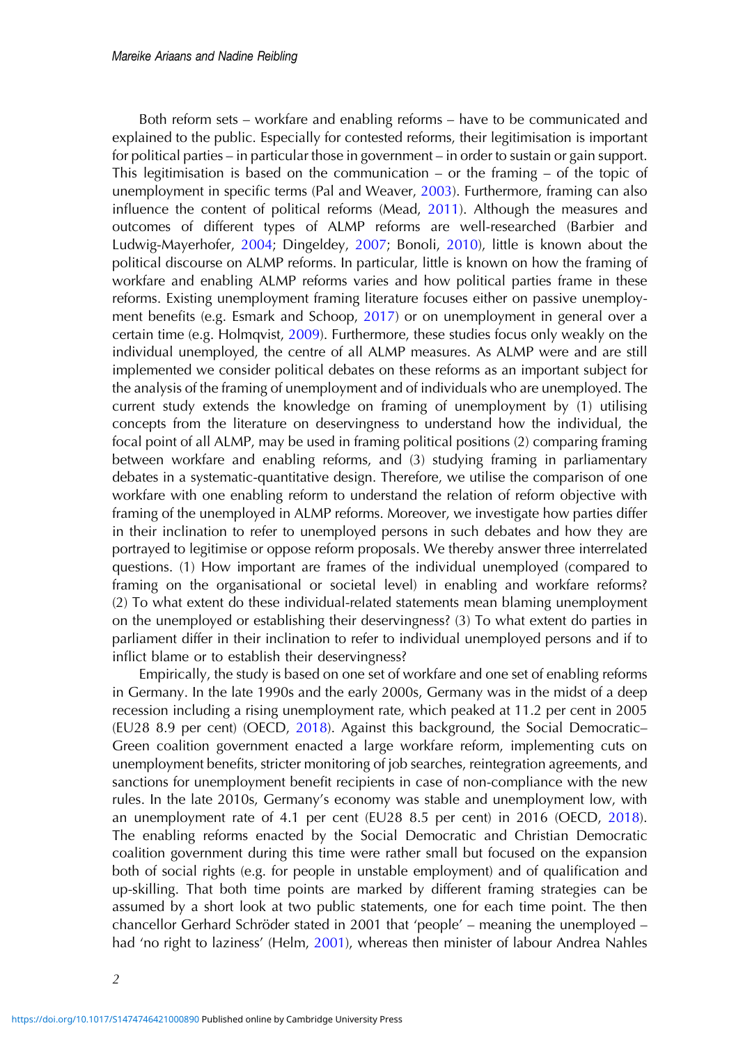Both reform sets – workfare and enabling reforms – have to be communicated and explained to the public. Especially for contested reforms, their legitimisation is important for political parties – in particular those in government – in order to sustain or gain support. This legitimisation is based on the communication – or the framing – of the topic of unemployment in specific terms (Pal and Weaver, 2003). Furthermore, framing can also influence the content of political reforms (Mead, 2011). Although the measures and outcomes of different types of ALMP reforms are well-researched (Barbier and Ludwig-Mayerhofer, 2004; Dingeldey, 2007; Bonoli, 2010), little is known about the political discourse on ALMP reforms. In particular, little is known on how the framing of workfare and enabling ALMP reforms varies and how political parties frame in these reforms. Existing unemployment framing literature focuses either on passive unemployment benefits (e.g. Esmark and Schoop, 2017) or on unemployment in general over a certain time (e.g. Holmqvist, 2009). Furthermore, these studies focus only weakly on the individual unemployed, the centre of all ALMP measures. As ALMP were and are still implemented we consider political debates on these reforms as an important subject for the analysis of the framing of unemployment and of individuals who are unemployed. The current study extends the knowledge on framing of unemployment by (1) utilising concepts from the literature on deservingness to understand how the individual, the focal point of all ALMP, may be used in framing political positions (2) comparing framing between workfare and enabling reforms, and (3) studying framing in parliamentary debates in a systematic-quantitative design. Therefore, we utilise the comparison of one workfare with one enabling reform to understand the relation of reform objective with framing of the unemployed in ALMP reforms. Moreover, we investigate how parties differ in their inclination to refer to unemployed persons in such debates and how they are portrayed to legitimise or oppose reform proposals. We thereby answer three interrelated questions. (1) How important are frames of the individual unemployed (compared to framing on the organisational or societal level) in enabling and workfare reforms? (2) To what extent do these individual-related statements mean blaming unemployment on the unemployed or establishing their deservingness? (3) To what extent do parties in parliament differ in their inclination to refer to individual unemployed persons and if to inflict blame or to establish their deservingness?

Empirically, the study is based on one set of workfare and one set of enabling reforms in Germany. In the late 1990s and the early 2000s, Germany was in the midst of a deep recession including a rising unemployment rate, which peaked at 11.2 per cent in 2005 (EU28 8.9 per cent) (OECD, 2018). Against this background, the Social Democratic–Green coalition government enacted a large workfare reform, implementing cuts on unemployment benefits, stricter monitoring of job searches, reintegration agreements, and sanctions for unemployment benefit recipients in case of non-compliance with the new rules. In the late 2010s, Germany's economy was stable and unemployment low, with an unemployment rate of 4.1 per cent (EU28 8.5 per cent) in 2016 (OECD, 2018). The enabling reforms enacted by the Social Democratic and Christian Democratic coalition government during this time were rather small but focused on the expansion both of social rights (e.g. for people in unstable employment) and of qualification and up-skilling. That both time points are marked by different framing strategies can be assumed by a short look at two public statements, one for each time point. The then chancellor Gerhard Schröder stated in 2001 that 'people' – meaning the unemployed – had 'no right to laziness' (Helm, 2001), whereas then minister of labour Andrea Nahles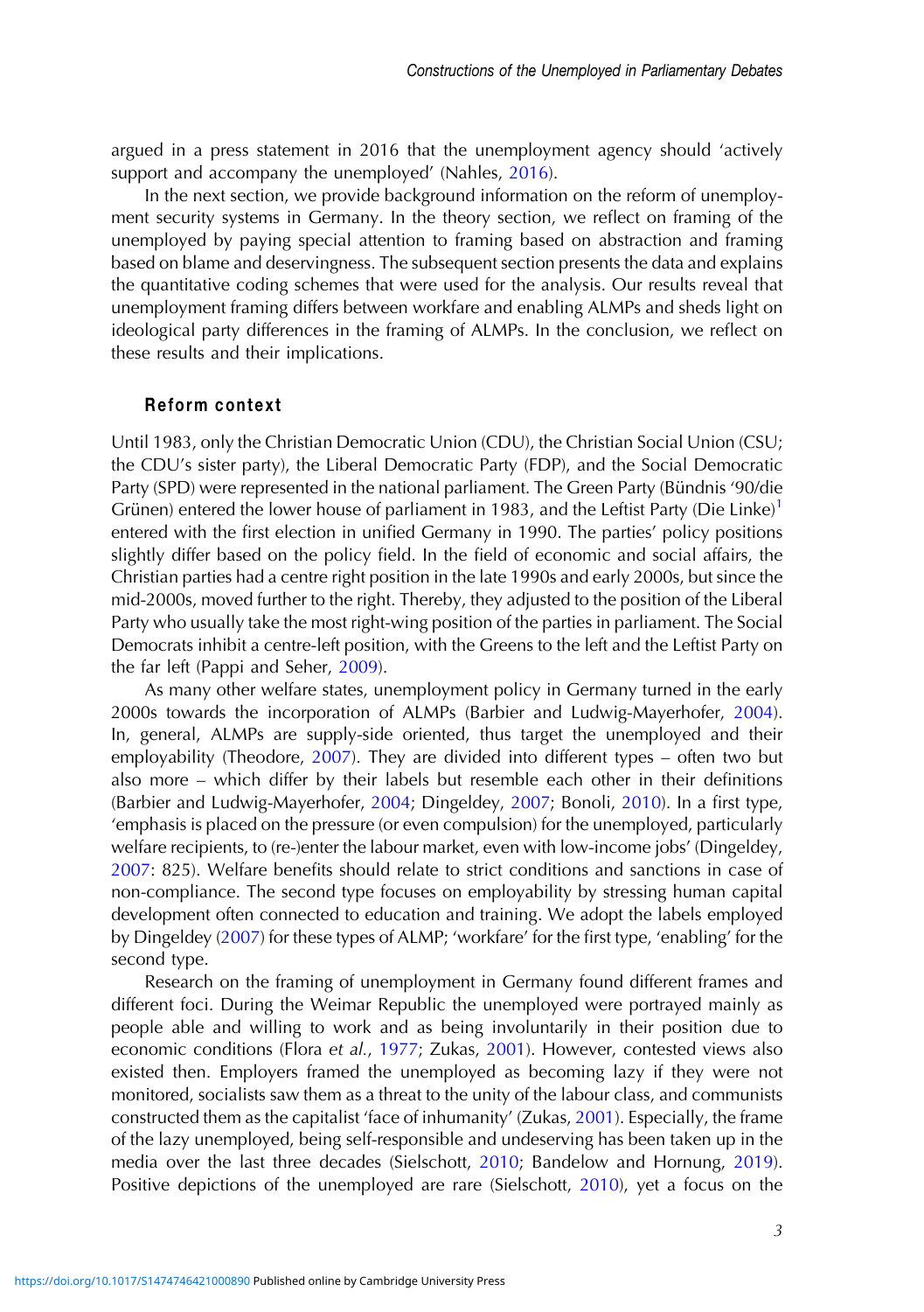argued in a press statement in 2016 that the unemployment agency should 'actively support and accompany the unemployed' (Nahles, 2016).

In the next section, we provide background information on the reform of unemployment security systems in Germany. In the theory section, we reflect on framing of the unemployed by paying special attention to framing based on abstraction and framing based on blame and deservingness. The subsequent section presents the data and explains the quantitative coding schemes that were used for the analysis. Our results reveal that unemployment framing differs between workfare and enabling ALMPs and sheds light on ideological party differences in the framing of ALMPs. In the conclusion, we reflect on these results and their implications.

## Reform context

Until 1983, only the Christian Democratic Union (CDU), the Christian Social Union (CSU; the CDU's sister party), the Liberal Democratic Party (FDP), and the Social Democratic Party (SPD) were represented in the national parliament. The Green Party (Bündnis '90/die Grünen) entered the lower house of parliament in 1983, and the Leftist Party (Die Linke)[1] entered with the first election in unified Germany in 1990. The parties' policy positions slightly differ based on the policy field. In the field of economic and social affairs, the Christian parties had a centre right position in the late 1990s and early 2000s, but since the mid-2000s, moved further to the right. Thereby, they adjusted to the position of the Liberal Party who usually take the most right-wing position of the parties in parliament. The Social Democrats inhibit a centre-left position, with the Greens to the left and the Leftist Party on the far left (Pappi and Seher, 2009).

As many other welfare states, unemployment policy in Germany turned in the early 2000s towards the incorporation of ALMPs (Barbier and Ludwig-Mayerhofer, 2004). In, general, ALMPs are supply-side oriented, thus target the unemployed and their employability (Theodore, 2007). They are divided into different types – often two but also more – which differ by their labels but resemble each other in their definitions (Barbier and Ludwig-Mayerhofer, 2004; Dingeldey, 2007; Bonoli, 2010). In a first type, 'emphasis is placed on the pressure (or even compulsion) for the unemployed, particularly welfare recipients, to (re-)enter the labour market, even with low-income jobs' (Dingeldey, 2007: 825). Welfare benefits should relate to strict conditions and sanctions in case of non-compliance. The second type focuses on employability by stressing human capital development often connected to education and training. We adopt the labels employed by Dingeldey (2007) for these types of ALMP; 'workfare' for the first type, 'enabling' for the second type.

Research on the framing of unemployment in Germany found different frames and different foci. During the Weimar Republic the unemployed were portrayed mainly as people able and willing to work and as being involuntarily in their position due to economic conditions (Flora *et al.*, 1977; Zukas, 2001). However, contested views also existed then. Employers framed the unemployed as becoming lazy if they were not monitored, socialists saw them as a threat to the unity of the labour class, and communists constructed them as the capitalist 'face of inhumanity' (Zukas, 2001). Especially, the frame of the lazy unemployed, being self-responsible and undeserving has been taken up in the media over the last three decades (Sielschott, 2010; Bandelow and Hornung, 2019). Positive depictions of the unemployed are rare (Sielschott, 2010), yet a focus on the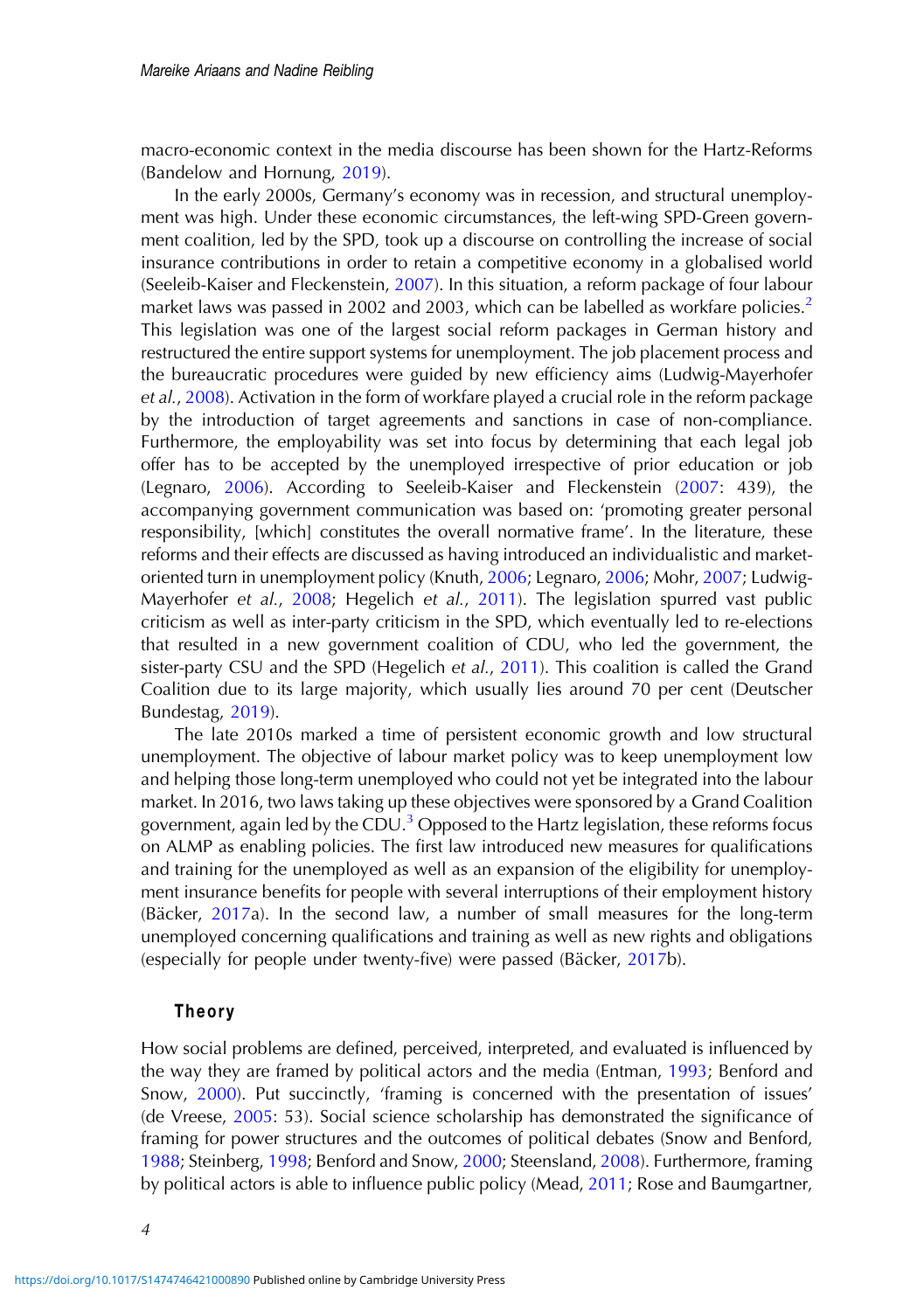macro-economic context in the media discourse has been shown for the Hartz-Reforms (Bandelow and Hornung, 2019).

In the early 2000s, Germany's economy was in recession, and structural unemployment was high. Under these economic circumstances, the left-wing SPD-Green government coalition, led by the SPD, took up a discourse on controlling the increase of social insurance contributions in order to retain a competitive economy in a globalised world (Seeleib-Kaiser and Fleckenstein, 2007). In this situation, a reform package of four labour market laws was passed in 2002 and 2003, which can be labelled as workfare policies.[2] This legislation was one of the largest social reform packages in German history and restructured the entire support systems for unemployment. The job placement process and the bureaucratic procedures were guided by new efficiency aims (Ludwig-Mayerhofer *et al.*, 2008). Activation in the form of workfare played a crucial role in the reform package by the introduction of target agreements and sanctions in case of non-compliance. Furthermore, the employability was set into focus by determining that each legal job offer has to be accepted by the unemployed irrespective of prior education or job (Legnaro, 2006). According to Seeleib-Kaiser and Fleckenstein (2007: 439), the accompanying government communication was based on: 'promoting greater personal responsibility, [which] constitutes the overall normative frame'. In the literature, these reforms and their effects are discussed as having introduced an individualistic and market-oriented turn in unemployment policy (Knuth, 2006; Legnaro, 2006; Mohr, 2007; Ludwig-Mayerhofer *et al.*, 2008; Hegelich *et al.*, 2011). The legislation spurred vast public criticism as well as inter-party criticism in the SPD, which eventually led to re-elections that resulted in a new government coalition of CDU, who led the government, the sister-party CSU and the SPD (Hegelich *et al.*, 2011). This coalition is called the Grand Coalition due to its large majority, which usually lies around 70 per cent (Deutscher Bundestag, 2019).

The late 2010s marked a time of persistent economic growth and low structural unemployment. The objective of labour market policy was to keep unemployment low and helping those long-term unemployed who could not yet be integrated into the labour market. In 2016, two laws taking up these objectives were sponsored by a Grand Coalition government, again led by the CDU.[3] Opposed to the Hartz legislation, these reforms focus on ALMP as enabling policies. The first law introduced new measures for qualifications and training for the unemployed as well as an expansion of the eligibility for unemployment insurance benefits for people with several interruptions of their employment history (Bäcker, 2017a). In the second law, a number of small measures for the long-term unemployed concerning qualifications and training as well as new rights and obligations (especially for people under twenty-five) were passed (Bäcker, 2017b).

## Theory

How social problems are defined, perceived, interpreted, and evaluated is influenced by the way they are framed by political actors and the media (Entman, 1993; Benford and Snow, 2000). Put succinctly, 'framing is concerned with the presentation of issues' (de Vreese, 2005: 53). Social science scholarship has demonstrated the significance of framing for power structures and the outcomes of political debates (Snow and Benford, 1988; Steinberg, 1998; Benford and Snow, 2000; Steensland, 2008). Furthermore, framing by political actors is able to influence public policy (Mead, 2011; Rose and Baumgartner,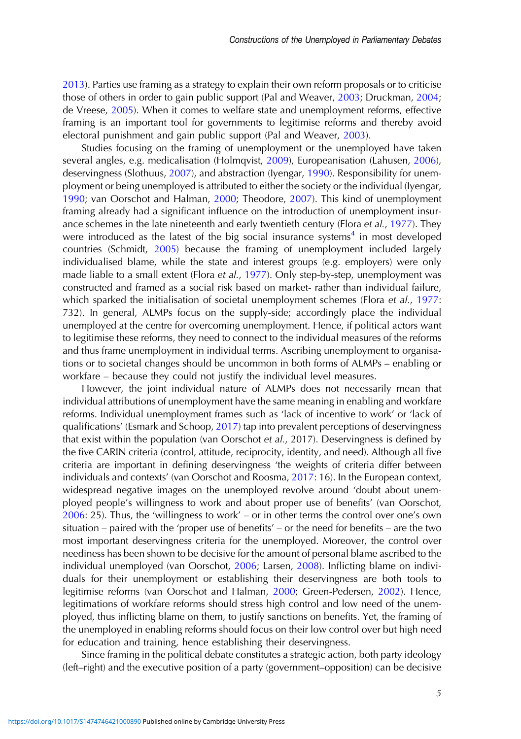2013). Parties use framing as a strategy to explain their own reform proposals or to criticise those of others in order to gain public support (Pal and Weaver, 2003; Druckman, 2004; de Vreese, 2005). When it comes to welfare state and unemployment reforms, effective framing is an important tool for governments to legitimise reforms and thereby avoid electoral punishment and gain public support (Pal and Weaver, 2003).

Studies focusing on the framing of unemployment or the unemployed have taken several angles, e.g. medicalisation (Holmqvist, 2009), Europeanisation (Lahusen, 2006), deservingness (Slothuus, 2007), and abstraction (Iyengar, 1990). Responsibility for unemployment or being unemployed is attributed to either the society or the individual (Iyengar, 1990; van Oorschot and Halman, 2000; Theodore, 2007). This kind of unemployment framing already had a significant influence on the introduction of unemployment insurance schemes in the late nineteenth and early twentieth century (Flora *et al.*, 1977). They were introduced as the latest of the big social insurance systems[4] in most developed countries (Schmidt, 2005) because the framing of unemployment included largely individualised blame, while the state and interest groups (e.g. employers) were only made liable to a small extent (Flora *et al.*, 1977). Only step-by-step, unemployment was constructed and framed as a social risk based on market- rather than individual failure, which sparked the initialisation of societal unemployment schemes (Flora *et al.*, 1977: 732). In general, ALMPs focus on the supply-side; accordingly place the individual unemployed at the centre for overcoming unemployment. Hence, if political actors want to legitimise these reforms, they need to connect to the individual measures of the reforms and thus frame unemployment in individual terms. Ascribing unemployment to organisations or to societal changes should be uncommon in both forms of ALMPs – enabling or workfare – because they could not justify the individual level measures.

However, the joint individual nature of ALMPs does not necessarily mean that individual attributions of unemployment have the same meaning in enabling and workfare reforms. Individual unemployment frames such as 'lack of incentive to work' or 'lack of qualifications' (Esmark and Schoop, 2017) tap into prevalent perceptions of deservingness that exist within the population (van Oorschot *et al.*, 2017). Deservingness is defined by the five CARIN criteria (control, attitude, reciprocity, identity, and need). Although all five criteria are important in defining deservingness 'the weights of criteria differ between individuals and contexts' (van Oorschot and Roosma, 2017: 16). In the European context, widespread negative images on the unemployed revolve around 'doubt about unemployed people's willingness to work and about proper use of benefits' (van Oorschot, 2006: 25). Thus, the 'willingness to work' – or in other terms the control over one's own situation – paired with the 'proper use of benefits' – or the need for benefits – are the two most important deservingness criteria for the unemployed. Moreover, the control over neediness has been shown to be decisive for the amount of personal blame ascribed to the individual unemployed (van Oorschot, 2006; Larsen, 2008). Inflicting blame on individuals for their unemployment or establishing their deservingness are both tools to legitimise reforms (van Oorschot and Halman, 2000; Green-Pedersen, 2002). Hence, legitimations of workfare reforms should stress high control and low need of the unemployed, thus inflicting blame on them, to justify sanctions on benefits. Yet, the framing of the unemployed in enabling reforms should focus on their low control over but high need for education and training, hence establishing their deservingness.

Since framing in the political debate constitutes a strategic action, both party ideology (left–right) and the executive position of a party (government–opposition) can be decisive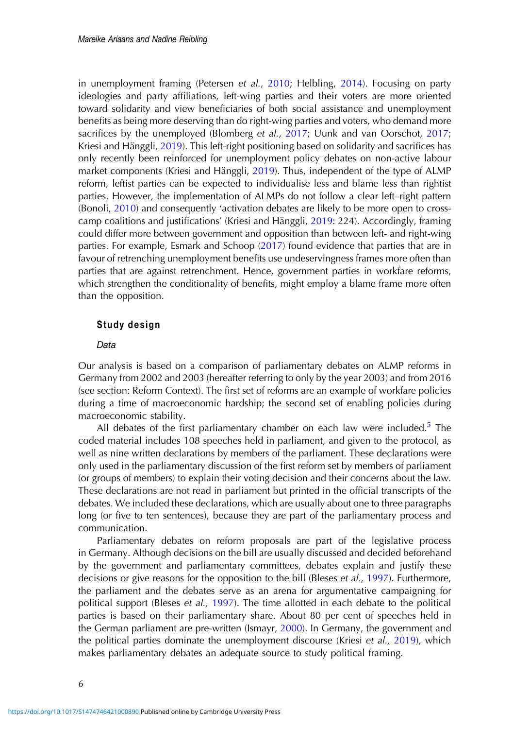in unemployment framing (Petersen *et al.*, 2010; Helbling, 2014). Focusing on party ideologies and party affiliations, left-wing parties and their voters are more oriented toward solidarity and view beneficiaries of both social assistance and unemployment benefits as being more deserving than do right-wing parties and voters, who demand more sacrifices by the unemployed (Blomberg *et al.*, 2017; Uunk and van Oorschot, 2017; Kriesi and Hänggli, 2019). This left-right positioning based on solidarity and sacrifices has only recently been reinforced for unemployment policy debates on non-active labour market components (Kriesi and Hänggli, 2019). Thus, independent of the type of ALMP reform, leftist parties can be expected to individualise less and blame less than rightist parties. However, the implementation of ALMPs do not follow a clear left–right pattern (Bonoli, 2010) and consequently 'activation debates are likely to be more open to cross-camp coalitions and justifications' (Kriesi and Hänggli, 2019: 224). Accordingly, framing could differ more between government and opposition than between left- and right-wing parties. For example, Esmark and Schoop (2017) found evidence that parties that are in favour of retrenching unemployment benefits use undeservingness frames more often than parties that are against retrenchment. Hence, government parties in workfare reforms, which strengthen the conditionality of benefits, might employ a blame frame more often than the opposition.

## Study design

### *Data*

Our analysis is based on a comparison of parliamentary debates on ALMP reforms in Germany from 2002 and 2003 (hereafter referring to only by the year 2003) and from 2016 (see section: Reform Context). The first set of reforms are an example of workfare policies during a time of macroeconomic hardship; the second set of enabling policies during macroeconomic stability.

All debates of the first parliamentary chamber on each law were included.[5] The coded material includes 108 speeches held in parliament, and given to the protocol, as well as nine written declarations by members of the parliament. These declarations were only used in the parliamentary discussion of the first reform set by members of parliament (or groups of members) to explain their voting decision and their concerns about the law. These declarations are not read in parliament but printed in the official transcripts of the debates. We included these declarations, which are usually about one to three paragraphs long (or five to ten sentences), because they are part of the parliamentary process and communication.

Parliamentary debates on reform proposals are part of the legislative process in Germany. Although decisions on the bill are usually discussed and decided beforehand by the government and parliamentary committees, debates explain and justify these decisions or give reasons for the opposition to the bill (Bleses *et al.,* 1997). Furthermore, the parliament and the debates serve as an arena for argumentative campaigning for political support (Bleses *et al.,* 1997). The time allotted in each debate to the political parties is based on their parliamentary share. About 80 per cent of speeches held in the German parliament are pre-written (Ismayr, 2000). In Germany, the government and the political parties dominate the unemployment discourse (Kriesi *et al.,* 2019), which makes parliamentary debates an adequate source to study political framing.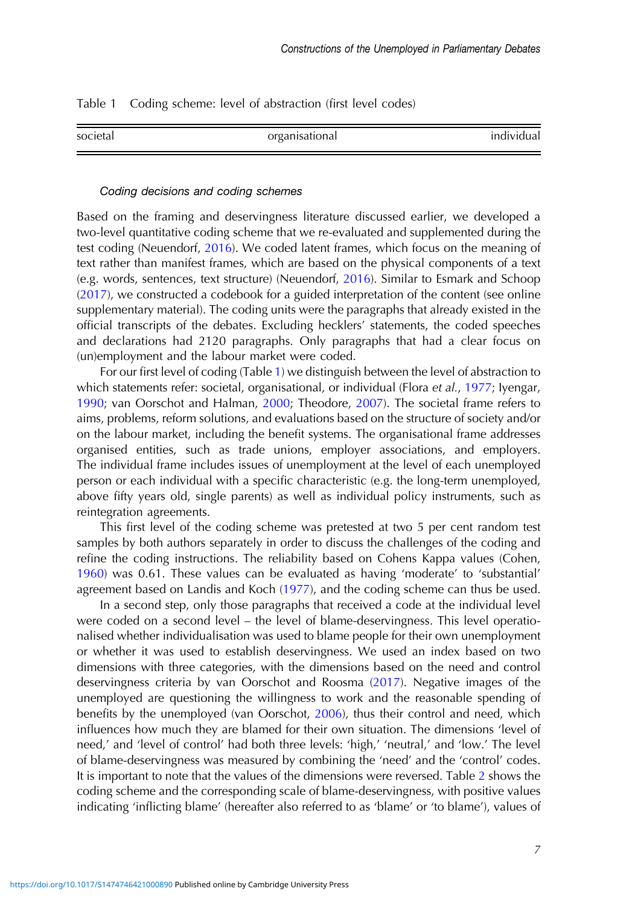Table 1 Coding scheme: level of abstraction (first level codes)

| societal | organisational | individual |
| --- | --- | --- |

### *Coding decisions and coding schemes*

Based on the framing and deservingness literature discussed earlier, we developed a two-level quantitative coding scheme that we re-evaluated and supplemented during the test coding (Neuendorf, 2016). We coded latent frames, which focus on the meaning of text rather than manifest frames, which are based on the physical components of a text (e.g. words, sentences, text structure) (Neuendorf, 2016). Similar to Esmark and Schoop (2017), we constructed a codebook for a guided interpretation of the content (see online supplementary material). The coding units were the paragraphs that already existed in the official transcripts of the debates. Excluding hecklers' statements, the coded speeches and declarations had 2120 paragraphs. Only paragraphs that had a clear focus on (un)employment and the labour market were coded.

For our first level of coding (Table 1) we distinguish between the level of abstraction to which statements refer: societal, organisational, or individual (Flora *et al.*, 1977; Iyengar, 1990; van Oorschot and Halman, 2000; Theodore, 2007). The societal frame refers to aims, problems, reform solutions, and evaluations based on the structure of society and/or on the labour market, including the benefit systems. The organisational frame addresses organised entities, such as trade unions, employer associations, and employers. The individual frame includes issues of unemployment at the level of each unemployed person or each individual with a specific characteristic (e.g. the long-term unemployed, above fifty years old, single parents) as well as individual policy instruments, such as reintegration agreements.

This first level of the coding scheme was pretested at two 5 per cent random test samples by both authors separately in order to discuss the challenges of the coding and refine the coding instructions. The reliability based on Cohens Kappa values (Cohen, 1960) was 0.61. These values can be evaluated as having 'moderate' to 'substantial' agreement based on Landis and Koch (1977), and the coding scheme can thus be used.

In a second step, only those paragraphs that received a code at the individual level were coded on a second level – the level of blame-deservingness. This level operationalised whether individualisation was used to blame people for their own unemployment or whether it was used to establish deservingness. We used an index based on two dimensions with three categories, with the dimensions based on the need and control deservingness criteria by van Oorschot and Roosma (2017). Negative images of the unemployed are questioning the willingness to work and the reasonable spending of benefits by the unemployed (van Oorschot, 2006), thus their control and need, which influences how much they are blamed for their own situation. The dimensions 'level of need,' and 'level of control' had both three levels: 'high,' 'neutral,' and 'low.' The level of blame-deservingness was measured by combining the 'need' and the 'control' codes. It is important to note that the values of the dimensions were reversed. Table 2 shows the coding scheme and the corresponding scale of blame-deservingness, with positive values indicating 'inflicting blame' (hereafter also referred to as 'blame' or 'to blame'), values of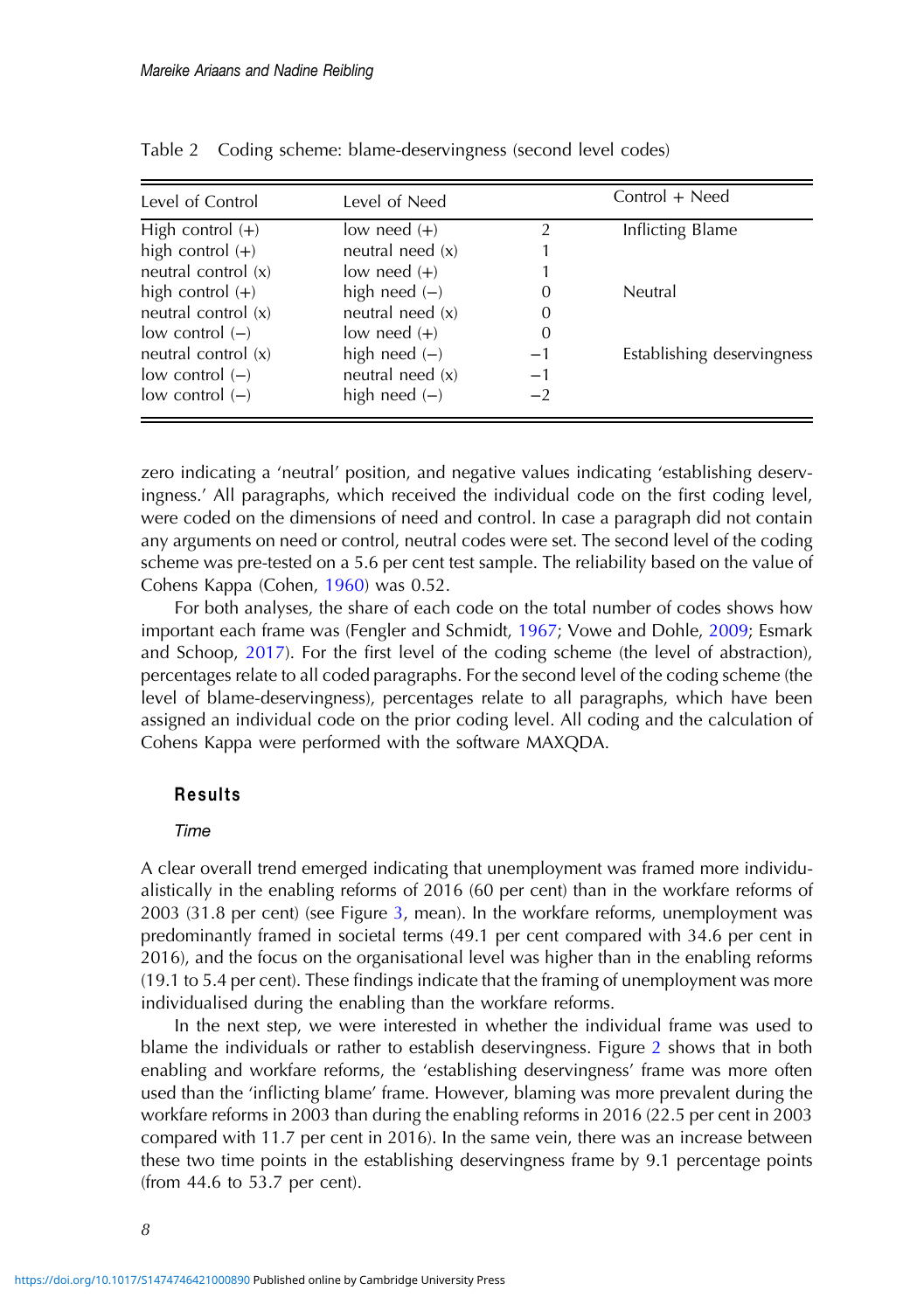Table 2 Coding scheme: blame-deservingness (second level codes)

| Level of Control | Level of Need | | Control + Need |
|---|---|---|---|
| High control (+) | low need (+) | 2 | Inflicting Blame |
| high control (+) | neutral need (x) | 1 | |
| neutral control (x) | low need (+) | 1 | |
| high control (+) | high need (−) | 0 | Neutral |
| neutral control (x) | neutral need (x) | 0 | |
| low control (−) | low need (+) | 0 | |
| neutral control (x) | high need (−) | −1 | Establishing deservingness |
| low control (−) | neutral need (x) | −1 | |
| low control (−) | high need (−) | −2 | |

zero indicating a 'neutral' position, and negative values indicating 'establishing deservingness.' All paragraphs, which received the individual code on the first coding level, were coded on the dimensions of need and control. In case a paragraph did not contain any arguments on need or control, neutral codes were set. The second level of the coding scheme was pre-tested on a 5.6 per cent test sample. The reliability based on the value of Cohens Kappa (Cohen, 1960) was 0.52.

For both analyses, the share of each code on the total number of codes shows how important each frame was (Fengler and Schmidt, 1967; Vowe and Dohle, 2009; Esmark and Schoop, 2017). For the first level of the coding scheme (the level of abstraction), percentages relate to all coded paragraphs. For the second level of the coding scheme (the level of blame-deservingness), percentages relate to all paragraphs, which have been assigned an individual code on the prior coding level. All coding and the calculation of Cohens Kappa were performed with the software MAXQDA.

## Results

### *Time*

A clear overall trend emerged indicating that unemployment was framed more individualistically in the enabling reforms of 2016 (60 per cent) than in the workfare reforms of 2003 (31.8 per cent) (see Figure 3, mean). In the workfare reforms, unemployment was predominantly framed in societal terms (49.1 per cent compared with 34.6 per cent in 2016), and the focus on the organisational level was higher than in the enabling reforms (19.1 to 5.4 per cent). These findings indicate that the framing of unemployment was more individualised during the enabling than the workfare reforms.

In the next step, we were interested in whether the individual frame was used to blame the individuals or rather to establish deservingness. Figure 2 shows that in both enabling and workfare reforms, the 'establishing deservingness' frame was more often used than the 'inflicting blame' frame. However, blaming was more prevalent during the workfare reforms in 2003 than during the enabling reforms in 2016 (22.5 per cent in 2003 compared with 11.7 per cent in 2016). In the same vein, there was an increase between these two time points in the establishing deservingness frame by 9.1 percentage points (from 44.6 to 53.7 per cent).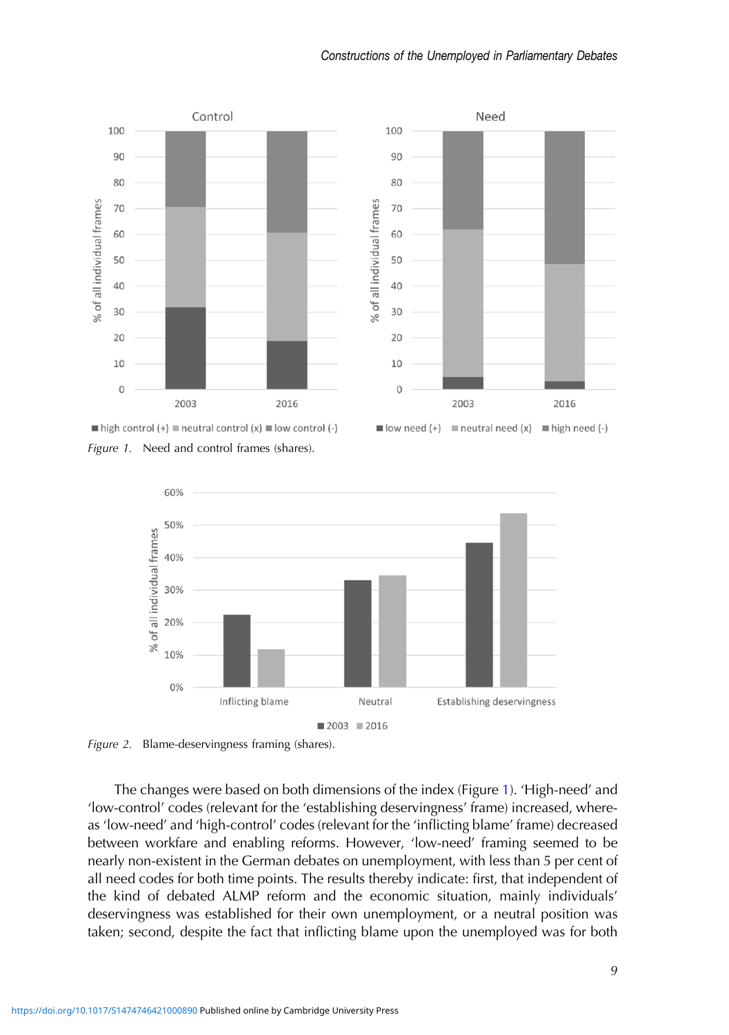Figure 1. Need and control frames (shares).

Figure 2. Blame-deservingness framing (shares).

The changes were based on both dimensions of the index (Figure 1). 'High-need' and 'low-control' codes (relevant for the 'establishing deservingness' frame) increased, whereas 'low-need' and 'high-control' codes (relevant for the 'inflicting blame' frame) decreased between workfare and enabling reforms. However, 'low-need' framing seemed to be nearly non-existent in the German debates on unemployment, with less than 5 per cent of all need codes for both time points. The results thereby indicate: first, that independent of the kind of debated ALMP reform and the economic situation, mainly individuals' deservingness was established for their own unemployment, or a neutral position was taken; second, despite the fact that inflicting blame upon the unemployed was for both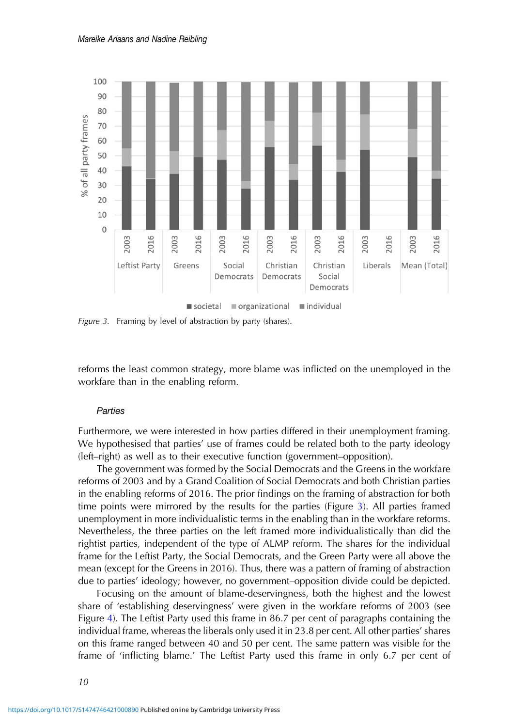Figure 3. Framing by level of abstraction by party (shares).

reforms the least common strategy, more blame was inflicted on the unemployed in the workfare than in the enabling reform.

### Parties

Furthermore, we were interested in how parties differed in their unemployment framing. We hypothesised that parties' use of frames could be related both to the party ideology (left–right) as well as to their executive function (government–opposition).

The government was formed by the Social Democrats and the Greens in the workfare reforms of 2003 and by a Grand Coalition of Social Democrats and both Christian parties in the enabling reforms of 2016. The prior findings on the framing of abstraction for both time points were mirrored by the results for the parties (Figure 3). All parties framed unemployment in more individualistic terms in the enabling than in the workfare reforms. Nevertheless, the three parties on the left framed more individualistically than did the rightist parties, independent of the type of ALMP reform. The shares for the individual frame for the Leftist Party, the Social Democrats, and the Green Party were all above the mean (except for the Greens in 2016). Thus, there was a pattern of framing of abstraction due to parties' ideology; however, no government–opposition divide could be depicted.

Focusing on the amount of blame-deservingness, both the highest and the lowest share of 'establishing deservingness' were given in the workfare reforms of 2003 (see Figure 4). The Leftist Party used this frame in 86.7 per cent of paragraphs containing the individual frame, whereas the liberals only used it in 23.8 per cent. All other parties' shares on this frame ranged between 40 and 50 per cent. The same pattern was visible for the frame of 'inflicting blame.' The Leftist Party used this frame in only 6.7 per cent of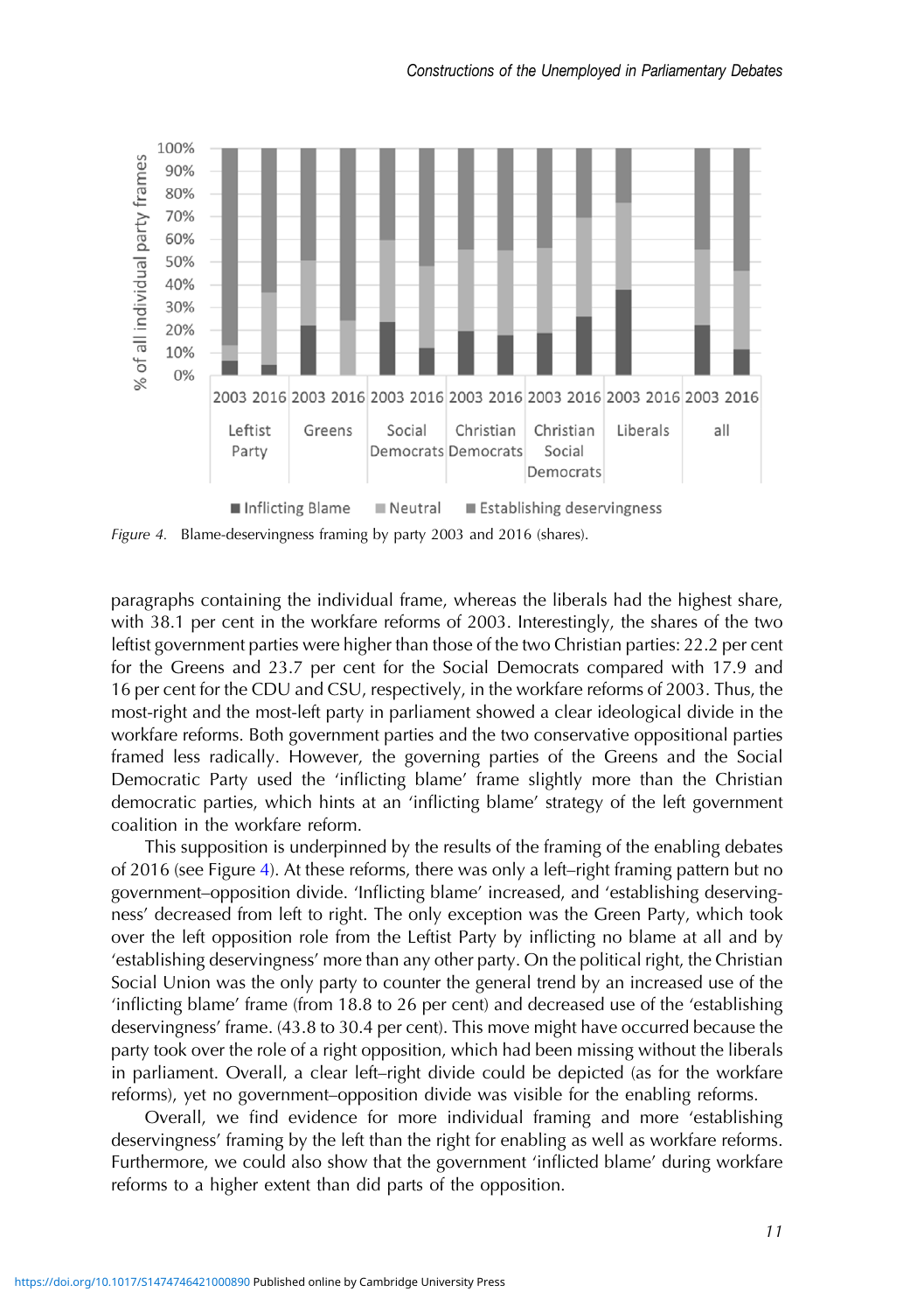Figure 4. Blame-deservingness framing by party 2003 and 2016 (shares).

paragraphs containing the individual frame, whereas the liberals had the highest share, with 38.1 per cent in the workfare reforms of 2003. Interestingly, the shares of the two leftist government parties were higher than those of the two Christian parties: 22.2 per cent for the Greens and 23.7 per cent for the Social Democrats compared with 17.9 and 16 per cent for the CDU and CSU, respectively, in the workfare reforms of 2003. Thus, the most-right and the most-left party in parliament showed a clear ideological divide in the workfare reforms. Both government parties and the two conservative oppositional parties framed less radically. However, the governing parties of the Greens and the Social Democratic Party used the 'inflicting blame' frame slightly more than the Christian democratic parties, which hints at an 'inflicting blame' strategy of the left government coalition in the workfare reform.

This supposition is underpinned by the results of the framing of the enabling debates of 2016 (see Figure 4). At these reforms, there was only a left–right framing pattern but no government–opposition divide. 'Inflicting blame' increased, and 'establishing deservingness' decreased from left to right. The only exception was the Green Party, which took over the left opposition role from the Leftist Party by inflicting no blame at all and by 'establishing deservingness' more than any other party. On the political right, the Christian Social Union was the only party to counter the general trend by an increased use of the 'inflicting blame' frame (from 18.8 to 26 per cent) and decreased use of the 'establishing deservingness' frame. (43.8 to 30.4 per cent). This move might have occurred because the party took over the role of a right opposition, which had been missing without the liberals in parliament. Overall, a clear left–right divide could be depicted (as for the workfare reforms), yet no government–opposition divide was visible for the enabling reforms.

Overall, we find evidence for more individual framing and more 'establishing deservingness' framing by the left than the right for enabling as well as workfare reforms. Furthermore, we could also show that the government 'inflicted blame' during workfare reforms to a higher extent than did parts of the opposition.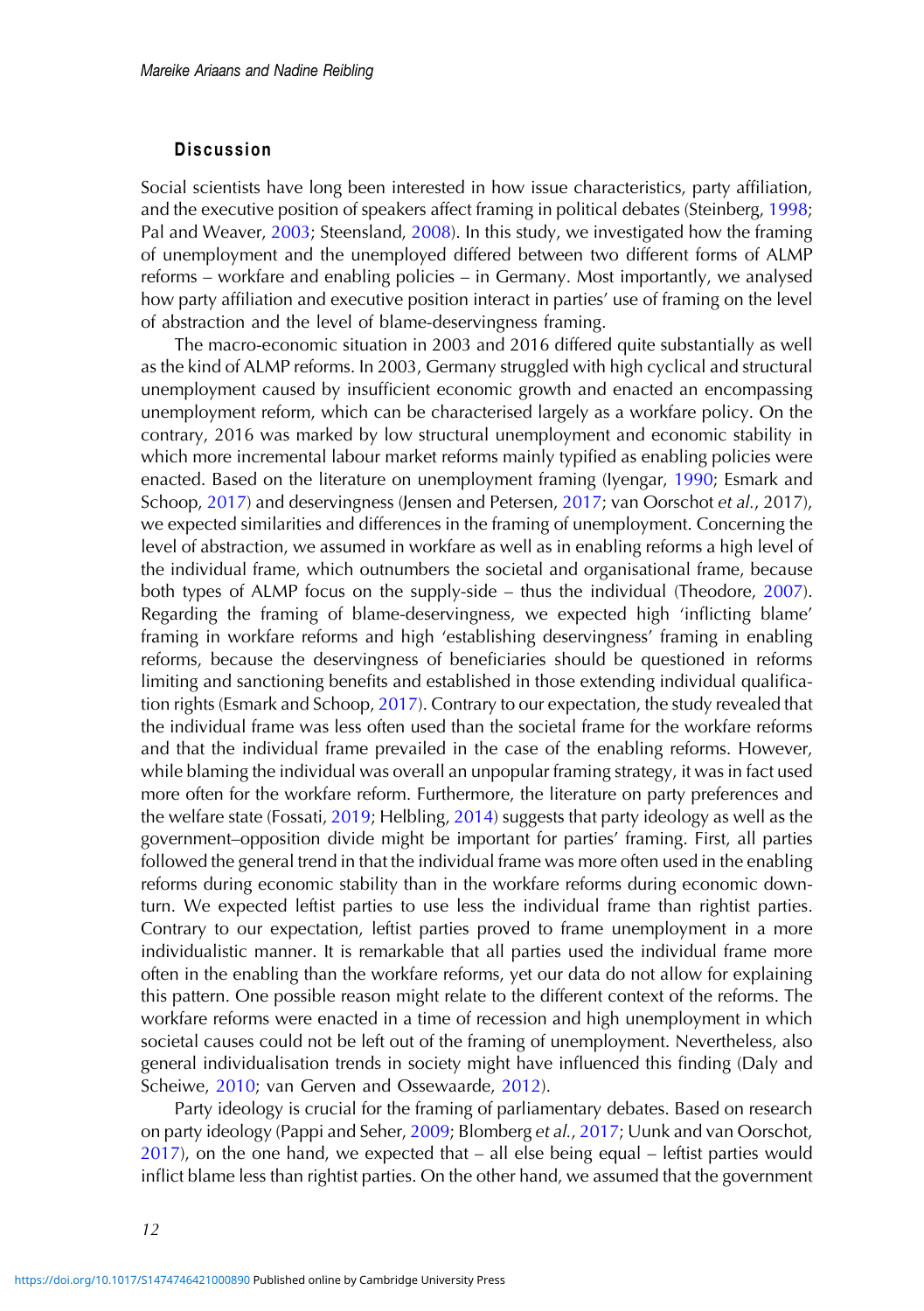## Discussion

Social scientists have long been interested in how issue characteristics, party affiliation, and the executive position of speakers affect framing in political debates (Steinberg, 1998; Pal and Weaver, 2003; Steensland, 2008). In this study, we investigated how the framing of unemployment and the unemployed differed between two different forms of ALMP reforms – workfare and enabling policies – in Germany. Most importantly, we analysed how party affiliation and executive position interact in parties' use of framing on the level of abstraction and the level of blame-deservingness framing.

The macro-economic situation in 2003 and 2016 differed quite substantially as well as the kind of ALMP reforms. In 2003, Germany struggled with high cyclical and structural unemployment caused by insufficient economic growth and enacted an encompassing unemployment reform, which can be characterised largely as a workfare policy. On the contrary, 2016 was marked by low structural unemployment and economic stability in which more incremental labour market reforms mainly typified as enabling policies were enacted. Based on the literature on unemployment framing (Iyengar, 1990; Esmark and Schoop, 2017) and deservingness (Jensen and Petersen, 2017; van Oorschot *et al.*, 2017), we expected similarities and differences in the framing of unemployment. Concerning the level of abstraction, we assumed in workfare as well as in enabling reforms a high level of the individual frame, which outnumbers the societal and organisational frame, because both types of ALMP focus on the supply-side – thus the individual (Theodore, 2007). Regarding the framing of blame-deservingness, we expected high 'inflicting blame' framing in workfare reforms and high 'establishing deservingness' framing in enabling reforms, because the deservingness of beneficiaries should be questioned in reforms limiting and sanctioning benefits and established in those extending individual qualification rights (Esmark and Schoop, 2017). Contrary to our expectation, the study revealed that the individual frame was less often used than the societal frame for the workfare reforms and that the individual frame prevailed in the case of the enabling reforms. However, while blaming the individual was overall an unpopular framing strategy, it was in fact used more often for the workfare reform. Furthermore, the literature on party preferences and the welfare state (Fossati, 2019; Helbling, 2014) suggests that party ideology as well as the government–opposition divide might be important for parties' framing. First, all parties followed the general trend in that the individual frame was more often used in the enabling reforms during economic stability than in the workfare reforms during economic downturn. We expected leftist parties to use less the individual frame than rightist parties. Contrary to our expectation, leftist parties proved to frame unemployment in a more individualistic manner. It is remarkable that all parties used the individual frame more often in the enabling than the workfare reforms, yet our data do not allow for explaining this pattern. One possible reason might relate to the different context of the reforms. The workfare reforms were enacted in a time of recession and high unemployment in which societal causes could not be left out of the framing of unemployment. Nevertheless, also general individualisation trends in society might have influenced this finding (Daly and Scheiwe, 2010; van Gerven and Ossewaarde, 2012).

Party ideology is crucial for the framing of parliamentary debates. Based on research on party ideology (Pappi and Seher, 2009; Blomberg *et al.*, 2017; Uunk and van Oorschot, 2017), on the one hand, we expected that – all else being equal – leftist parties would inflict blame less than rightist parties. On the other hand, we assumed that the government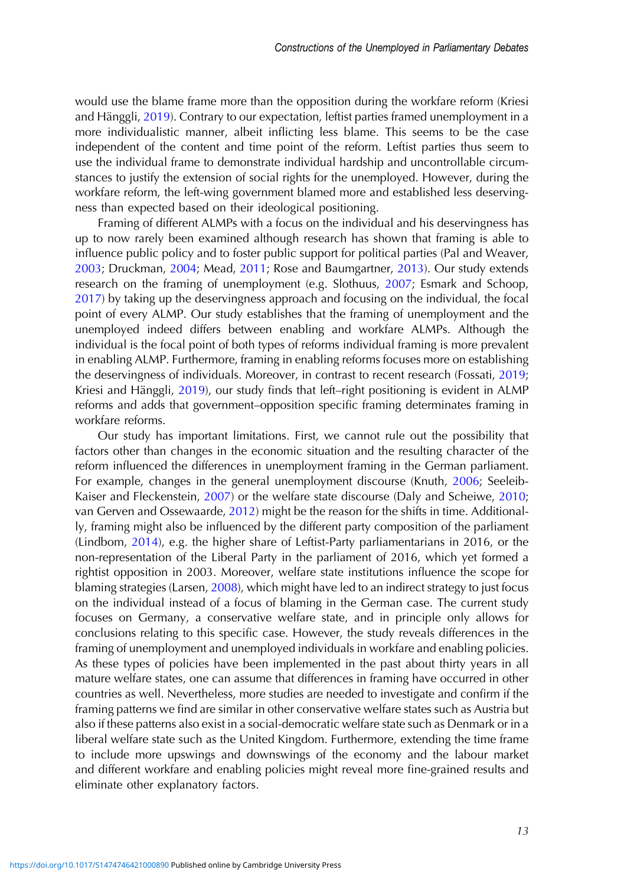would use the blame frame more than the opposition during the workfare reform (Kriesi and Hänggli, 2019). Contrary to our expectation, leftist parties framed unemployment in a more individualistic manner, albeit inflicting less blame. This seems to be the case independent of the content and time point of the reform. Leftist parties thus seem to use the individual frame to demonstrate individual hardship and uncontrollable circumstances to justify the extension of social rights for the unemployed. However, during the workfare reform, the left-wing government blamed more and established less deservingness than expected based on their ideological positioning.

Framing of different ALMPs with a focus on the individual and his deservingness has up to now rarely been examined although research has shown that framing is able to influence public policy and to foster public support for political parties (Pal and Weaver, 2003; Druckman, 2004; Mead, 2011; Rose and Baumgartner, 2013). Our study extends research on the framing of unemployment (e.g. Slothuus, 2007; Esmark and Schoop, 2017) by taking up the deservingness approach and focusing on the individual, the focal point of every ALMP. Our study establishes that the framing of unemployment and the unemployed indeed differs between enabling and workfare ALMPs. Although the individual is the focal point of both types of reforms individual framing is more prevalent in enabling ALMP. Furthermore, framing in enabling reforms focuses more on establishing the deservingness of individuals. Moreover, in contrast to recent research (Fossati, 2019; Kriesi and Hänggli, 2019), our study finds that left–right positioning is evident in ALMP reforms and adds that government–opposition specific framing determinates framing in workfare reforms.

Our study has important limitations. First, we cannot rule out the possibility that factors other than changes in the economic situation and the resulting character of the reform influenced the differences in unemployment framing in the German parliament. For example, changes in the general unemployment discourse (Knuth, 2006; Seeleib-Kaiser and Fleckenstein, 2007) or the welfare state discourse (Daly and Scheiwe, 2010; van Gerven and Ossewaarde, 2012) might be the reason for the shifts in time. Additionally, framing might also be influenced by the different party composition of the parliament (Lindbom, 2014), e.g. the higher share of Leftist-Party parliamentarians in 2016, or the non-representation of the Liberal Party in the parliament of 2016, which yet formed a rightist opposition in 2003. Moreover, welfare state institutions influence the scope for blaming strategies (Larsen, 2008), which might have led to an indirect strategy to just focus on the individual instead of a focus of blaming in the German case. The current study focuses on Germany, a conservative welfare state, and in principle only allows for conclusions relating to this specific case. However, the study reveals differences in the framing of unemployment and unemployed individuals in workfare and enabling policies. As these types of policies have been implemented in the past about thirty years in all mature welfare states, one can assume that differences in framing have occurred in other countries as well. Nevertheless, more studies are needed to investigate and confirm if the framing patterns we find are similar in other conservative welfare states such as Austria but also if these patterns also exist in a social-democratic welfare state such as Denmark or in a liberal welfare state such as the United Kingdom. Furthermore, extending the time frame to include more upswings and downswings of the economy and the labour market and different workfare and enabling policies might reveal more fine-grained results and eliminate other explanatory factors.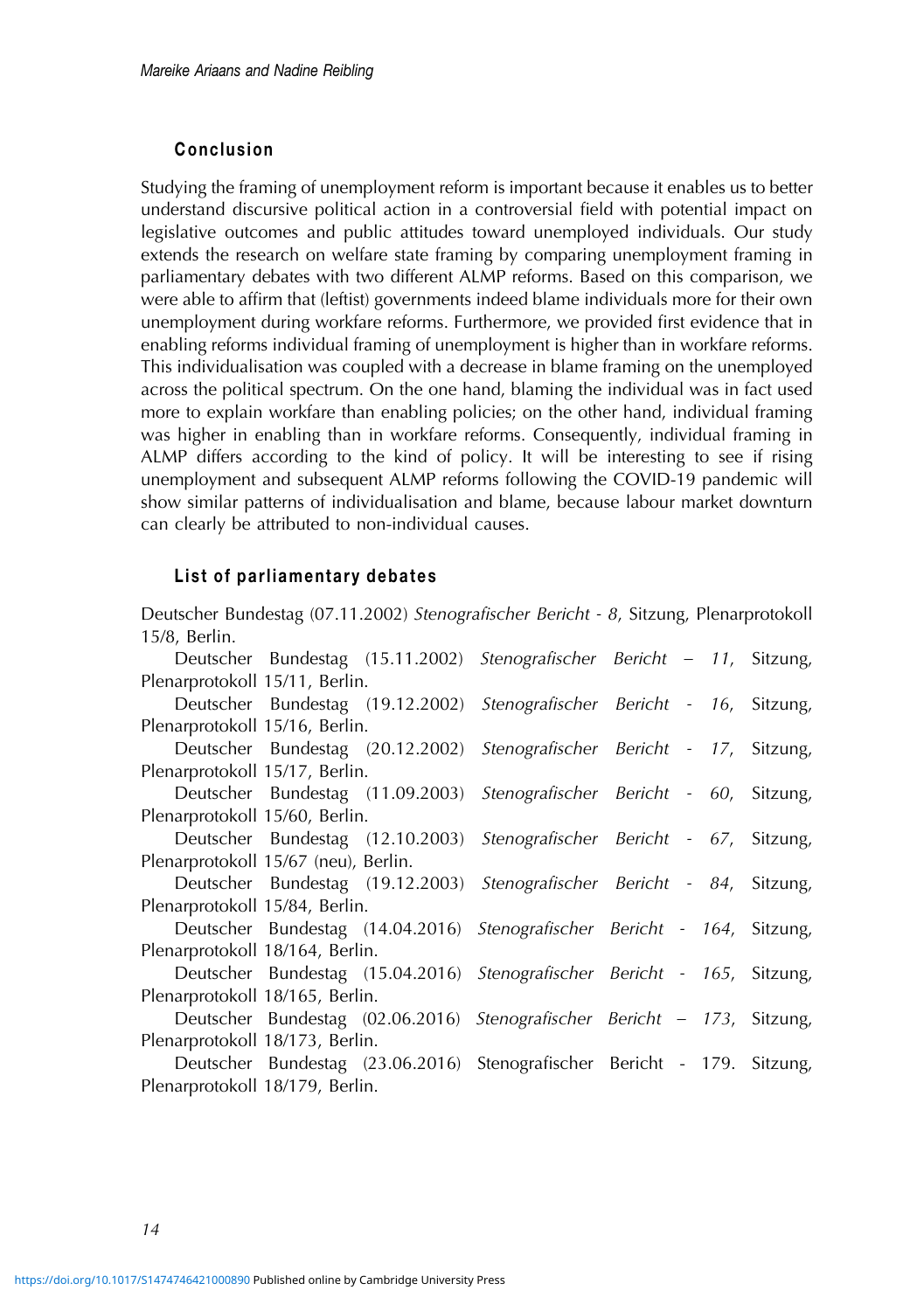## Conclusion

Studying the framing of unemployment reform is important because it enables us to better understand discursive political action in a controversial field with potential impact on legislative outcomes and public attitudes toward unemployed individuals. Our study extends the research on welfare state framing by comparing unemployment framing in parliamentary debates with two different ALMP reforms. Based on this comparison, we were able to affirm that (leftist) governments indeed blame individuals more for their own unemployment during workfare reforms. Furthermore, we provided first evidence that in enabling reforms individual framing of unemployment is higher than in workfare reforms. This individualisation was coupled with a decrease in blame framing on the unemployed across the political spectrum. On the one hand, blaming the individual was in fact used more to explain workfare than enabling policies; on the other hand, individual framing was higher in enabling than in workfare reforms. Consequently, individual framing in ALMP differs according to the kind of policy. It will be interesting to see if rising unemployment and subsequent ALMP reforms following the COVID-19 pandemic will show similar patterns of individualisation and blame, because labour market downturn can clearly be attributed to non-individual causes.

## List of parliamentary debates

Deutscher Bundestag (07.11.2002) *Stenografischer Bericht - 8*, Sitzung, Plenarprotokoll 15/8, Berlin.

Deutscher Bundestag (15.11.2002) *Stenografischer Bericht – 11*, Sitzung, Plenarprotokoll 15/11, Berlin.

Deutscher Bundestag (19.12.2002) *Stenografischer Bericht - 16*, Sitzung, Plenarprotokoll 15/16, Berlin.

Deutscher Bundestag (20.12.2002) *Stenografischer Bericht - 17*, Sitzung, Plenarprotokoll 15/17, Berlin.

Deutscher Bundestag (11.09.2003) *Stenografischer Bericht - 60*, Sitzung, Plenarprotokoll 15/60, Berlin.

Deutscher Bundestag (12.10.2003) *Stenografischer Bericht - 67*, Sitzung, Plenarprotokoll 15/67 (neu), Berlin.

Deutscher Bundestag (19.12.2003) *Stenografischer Bericht - 84*, Sitzung, Plenarprotokoll 15/84, Berlin.

Deutscher Bundestag (14.04.2016) *Stenografischer Bericht - 164*, Sitzung, Plenarprotokoll 18/164, Berlin.

Deutscher Bundestag (15.04.2016) *Stenografischer Bericht - 165*, Sitzung, Plenarprotokoll 18/165, Berlin.

Deutscher Bundestag (02.06.2016) *Stenografischer Bericht – 173*, Sitzung, Plenarprotokoll 18/173, Berlin.

Deutscher Bundestag (23.06.2016) Stenografischer Bericht - 179. Sitzung, Plenarprotokoll 18/179, Berlin.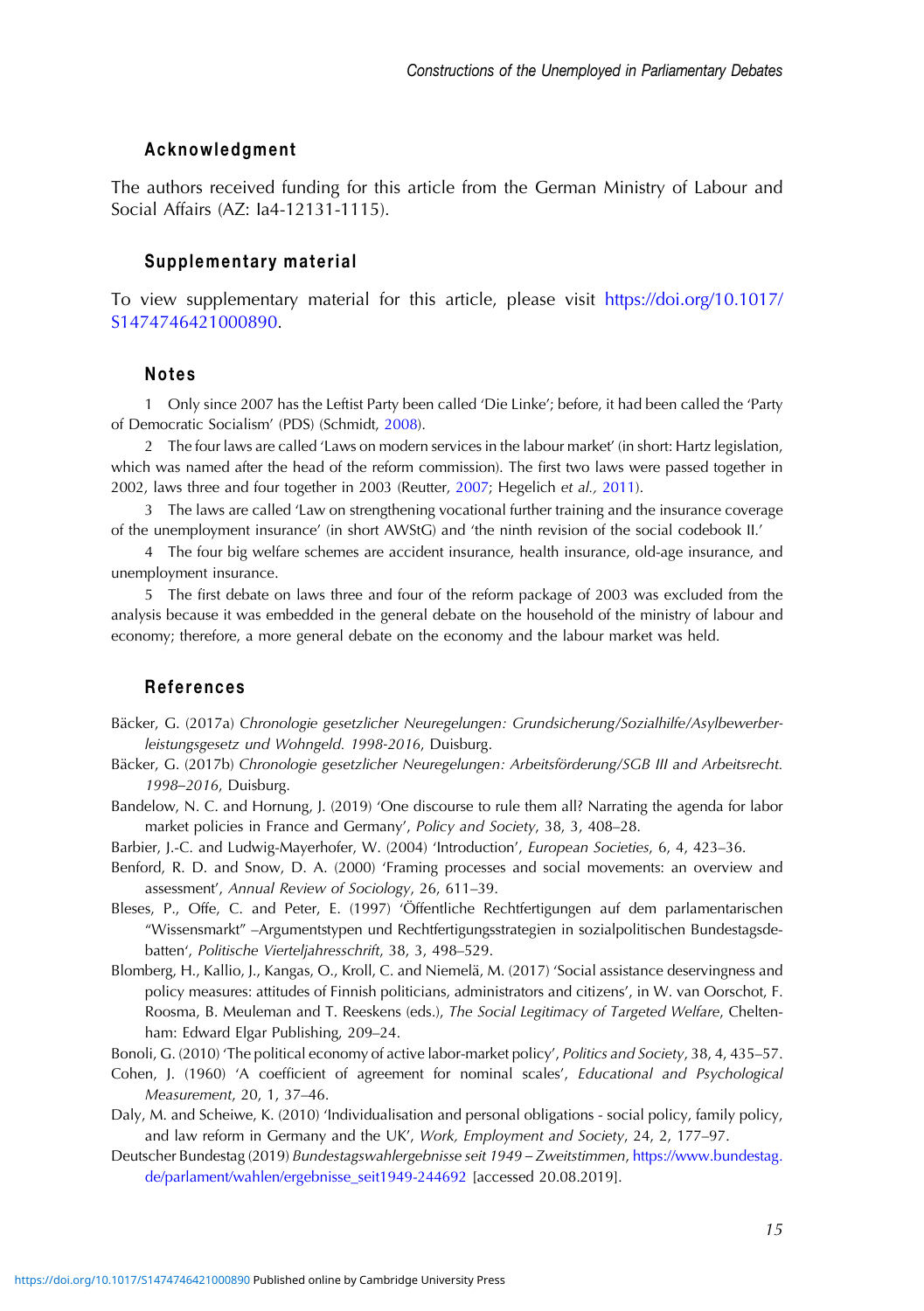## Acknowledgment

The authors received funding for this article from the German Ministry of Labour and Social Affairs (AZ: Ia4-12131-1115).

## Supplementary material

To view supplementary material for this article, please visit https://doi.org/10.1017/S1474746421000890.

## Notes

1 Only since 2007 has the Leftist Party been called 'Die Linke'; before, it had been called the 'Party of Democratic Socialism' (PDS) (Schmidt, 2008).

2 The four laws are called 'Laws on modern services in the labour market' (in short: Hartz legislation, which was named after the head of the reform commission). The first two laws were passed together in 2002, laws three and four together in 2003 (Reutter, 2007; Hegelich *et al.,* 2011).

3 The laws are called 'Law on strengthening vocational further training and the insurance coverage of the unemployment insurance' (in short AWStG) and 'the ninth revision of the social codebook II.'

4 The four big welfare schemes are accident insurance, health insurance, old-age insurance, and unemployment insurance.

5 The first debate on laws three and four of the reform package of 2003 was excluded from the analysis because it was embedded in the general debate on the household of the ministry of labour and economy; therefore, a more general debate on the economy and the labour market was held.

## References

Bäcker, G. (2017a) *Chronologie gesetzlicher Neuregelungen: Grundsicherung/Sozialhilfe/Asylbewerberleistungsgesetz und Wohngeld. 1998-2016*, Duisburg.

Bäcker, G. (2017b) *Chronologie gesetzlicher Neuregelungen: Arbeitsförderung/SGB III and Arbeitsrecht. 1998–2016*, Duisburg.

Bandelow, N. C. and Hornung, J. (2019) 'One discourse to rule them all? Narrating the agenda for labor market policies in France and Germany', *Policy and Society*, 38, 3, 408–28.

Barbier, J.-C. and Ludwig-Mayerhofer, W. (2004) 'Introduction', *European Societies*, 6, 4, 423–36.

Benford, R. D. and Snow, D. A. (2000) 'Framing processes and social movements: an overview and assessment', *Annual Review of Sociology*, 26, 611–39.

Bleses, P., Offe, C. and Peter, E. (1997) 'Öffentliche Rechtfertigungen auf dem parlamentarischen "Wissensmarkt" –Argumentstypen und Rechtfertigungsstrategien in sozialpolitischen Bundestagsdebatten', *Politische Vierteljahresschrift*, 38, 3, 498–529.

Blomberg, H., Kallio, J., Kangas, O., Kroll, C. and Niemelä, M. (2017) 'Social assistance deservingness and policy measures: attitudes of Finnish politicians, administrators and citizens', in W. van Oorschot, F. Roosma, B. Meuleman and T. Reeskens (eds.), *The Social Legitimacy of Targeted Welfare*, Cheltenham: Edward Elgar Publishing, 209–24.

Bonoli, G. (2010) 'The political economy of active labor-market policy', *Politics and Society*, 38, 4, 435–57.

Cohen, J. (1960) 'A coefficient of agreement for nominal scales', *Educational and Psychological Measurement*, 20, 1, 37–46.

Daly, M. and Scheiwe, K. (2010) 'Individualisation and personal obligations - social policy, family policy, and law reform in Germany and the UK', *Work, Employment and Society*, 24, 2, 177–97.

Deutscher Bundestag (2019) *Bundestagswahlergebnisse seit 1949 – Zweitstimmen*, https://www.bundestag.de/parlament/wahlen/ergebnisse_seit1949-244692 [accessed 20.08.2019].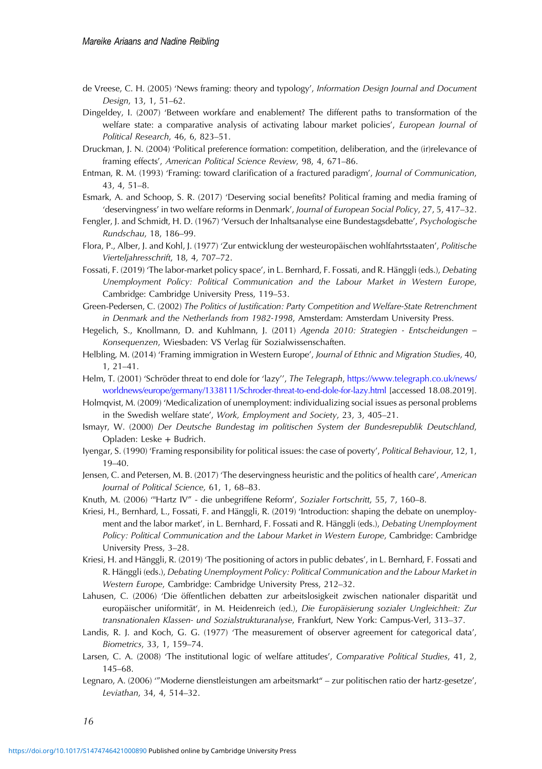de Vreese, C. H. (2005) 'News framing: theory and typology', *Information Design Journal and Document Design*, 13, 1, 51–62.

Dingeldey, I. (2007) 'Between workfare and enablement? The different paths to transformation of the welfare state: a comparative analysis of activating labour market policies', *European Journal of Political Research*, 46, 6, 823–51.

Druckman, J. N. (2004) 'Political preference formation: competition, deliberation, and the (ir)relevance of framing effects', *American Political Science Review*, 98, 4, 671–86.

Entman, R. M. (1993) 'Framing: toward clarification of a fractured paradigm', *Journal of Communication*, 43, 4, 51–8.

Esmark, A. and Schoop, S. R. (2017) 'Deserving social benefits? Political framing and media framing of 'deservingness' in two welfare reforms in Denmark', *Journal of European Social Policy*, 27, 5, 417–32.

Fengler, J. and Schmidt, H. D. (1967) 'Versuch der Inhaltsanalyse eine Bundestagsdebatte', *Psychologische Rundschau*, 18, 186–99.

Flora, P., Alber, J. and Kohl, J. (1977) 'Zur entwicklung der westeuropäischen wohlfahrtsstaaten', *Politische Vierteljahresschrift*, 18, 4, 707–72.

Fossati, F. (2019) 'The labor-market policy space', in L. Bernhard, F. Fossati, and R. Hänggli (eds.), *Debating Unemployment Policy: Political Communication and the Labour Market in Western Europe*, Cambridge: Cambridge University Press, 119–53.

Green-Pedersen, C. (2002) *The Politics of Justification: Party Competition and Welfare-State Retrenchment in Denmark and the Netherlands from 1982-1998*, Amsterdam: Amsterdam University Press.

Hegelich, S., Knollmann, D. and Kuhlmann, J. (2011) *Agenda 2010: Strategien - Entscheidungen – Konsequenzen*, Wiesbaden: VS Verlag für Sozialwissenschaften.

Helbling, M. (2014) 'Framing immigration in Western Europe', *Journal of Ethnic and Migration Studies*, 40, 1, 21–41.

Helm, T. (2001) 'Schröder threat to end dole for 'lazy'', *The Telegraph*, https://www.telegraph.co.uk/news/worldnews/europe/germany/1338111/Schroder-threat-to-end-dole-for-lazy.html [accessed 18.08.2019].

Holmqvist, M. (2009) 'Medicalization of unemployment: individualizing social issues as personal problems in the Swedish welfare state', *Work, Employment and Society*, 23, 3, 405–21.

Ismayr, W. (2000) *Der Deutsche Bundestag im politischen System der Bundesrepublik Deutschland*, Opladen: Leske + Budrich.

Iyengar, S. (1990) 'Framing responsibility for political issues: the case of poverty', *Political Behaviour*, 12, 1, 19–40.

Jensen, C. and Petersen, M. B. (2017) 'The deservingness heuristic and the politics of health care', *American Journal of Political Science*, 61, 1, 68–83.

Knuth, M. (2006) '"Hartz IV" - die unbegriffene Reform', *Sozialer Fortschritt*, 55, 7, 160–8.

Kriesi, H., Bernhard, L., Fossati, F. and Hänggli, R. (2019) 'Introduction: shaping the debate on unemployment and the labor market', in L. Bernhard, F. Fossati and R. Hänggli (eds.), *Debating Unemployment Policy: Political Communication and the Labour Market in Western Europe*, Cambridge: Cambridge University Press, 3–28.

Kriesi, H. and Hänggli, R. (2019) 'The positioning of actors in public debates', in L. Bernhard, F. Fossati and R. Hänggli (eds.), *Debating Unemployment Policy: Political Communication and the Labour Market in Western Europe*, Cambridge: Cambridge University Press, 212–32.

Lahusen, C. (2006) 'Die öffentlichen debatten zur arbeitslosigkeit zwischen nationaler disparität und europäischer uniformität', in M. Heidenreich (ed.), *Die Europäisierung sozialer Ungleichheit: Zur transnationalen Klassen- und Sozialstrukturanalyse*, Frankfurt, New York: Campus-Verl, 313–37.

Landis, R. J. and Koch, G. G. (1977) 'The measurement of observer agreement for categorical data', *Biometrics*, 33, 1, 159–74.

Larsen, C. A. (2008) 'The institutional logic of welfare attitudes', *Comparative Political Studies*, 41, 2, 145–68.

Legnaro, A. (2006) '"Moderne dienstleistungen am arbeitsmarkt" – zur politischen ratio der hartz-gesetze', *Leviathan*, 34, 4, 514–32.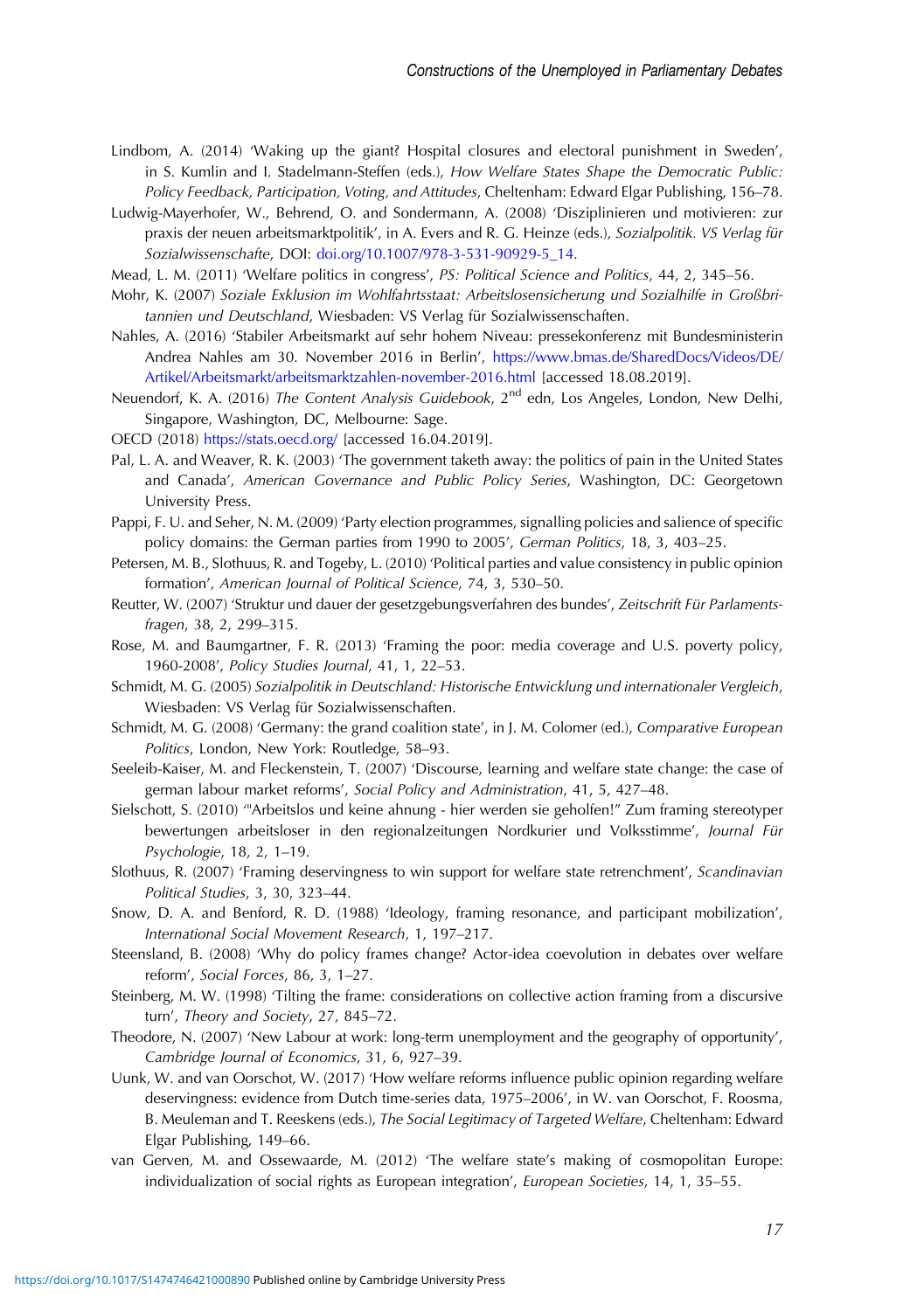Lindbom, A. (2014) 'Waking up the giant? Hospital closures and electoral punishment in Sweden', in S. Kumlin and I. Stadelmann-Steffen (eds.), *How Welfare States Shape the Democratic Public: Policy Feedback, Participation, Voting, and Attitudes*, Cheltenham: Edward Elgar Publishing, 156–78.

Ludwig-Mayerhofer, W., Behrend, O. and Sondermann, A. (2008) 'Disziplinieren und motivieren: zur praxis der neuen arbeitsmarktpolitik', in A. Evers and R. G. Heinze (eds.), *Sozialpolitik. VS Verlag für Sozialwissenschafte*, DOI: doi.org/10.1007/978-3-531-90929-5_14.

Mead, L. M. (2011) 'Welfare politics in congress', *PS: Political Science and Politics*, 44, 2, 345–56.

Mohr, K. (2007) *Soziale Exklusion im Wohlfahrtsstaat: Arbeitslosensicherung und Sozialhilfe in Großbritannien und Deutschland*, Wiesbaden: VS Verlag für Sozialwissenschaften.

Nahles, A. (2016) 'Stabiler Arbeitsmarkt auf sehr hohem Niveau: pressekonferenz mit Bundesministerin Andrea Nahles am 30. November 2016 in Berlin', https://www.bmas.de/SharedDocs/Videos/DE/Artikel/Arbeitsmarkt/arbeitsmarktzahlen-november-2016.html [accessed 18.08.2019].

Neuendorf, K. A. (2016) *The Content Analysis Guidebook*, 2nd edn, Los Angeles, London, New Delhi, Singapore, Washington, DC, Melbourne: Sage.

OECD (2018) https://stats.oecd.org/ [accessed 16.04.2019].

Pal, L. A. and Weaver, R. K. (2003) 'The government taketh away: the politics of pain in the United States and Canada', *American Governance and Public Policy Series*, Washington, DC: Georgetown University Press.

Pappi, F. U. and Seher, N. M. (2009) 'Party election programmes, signalling policies and salience of specific policy domains: the German parties from 1990 to 2005', *German Politics*, 18, 3, 403–25.

Petersen, M. B., Slothuus, R. and Togeby, L. (2010) 'Political parties and value consistency in public opinion formation', *American Journal of Political Science*, 74, 3, 530–50.

Reutter, W. (2007) 'Struktur und dauer der gesetzgebungsverfahren des bundes', *Zeitschrift Für Parlamentsfragen*, 38, 2, 299–315.

Rose, M. and Baumgartner, F. R. (2013) 'Framing the poor: media coverage and U.S. poverty policy, 1960-2008', *Policy Studies Journal*, 41, 1, 22–53.

Schmidt, M. G. (2005) *Sozialpolitik in Deutschland: Historische Entwicklung und internationaler Vergleich*, Wiesbaden: VS Verlag für Sozialwissenschaften.

Schmidt, M. G. (2008) 'Germany: the grand coalition state', in J. M. Colomer (ed.), *Comparative European Politics*, London, New York: Routledge, 58–93.

Seeleib-Kaiser, M. and Fleckenstein, T. (2007) 'Discourse, learning and welfare state change: the case of german labour market reforms', *Social Policy and Administration*, 41, 5, 427–48.

Sielschott, S. (2010) '"Arbeitslos und keine ahnung - hier werden sie geholfen!" Zum framing stereotyper bewertungen arbeitsloser in den regionalzeitungen Nordkurier und Volksstimme', *Journal Für Psychologie*, 18, 2, 1–19.

Slothuus, R. (2007) 'Framing deservingness to win support for welfare state retrenchment', *Scandinavian Political Studies*, 3, 30, 323–44.

Snow, D. A. and Benford, R. D. (1988) 'Ideology, framing resonance, and participant mobilization', *International Social Movement Research*, 1, 197–217.

Steensland, B. (2008) 'Why do policy frames change? Actor-idea coevolution in debates over welfare reform', *Social Forces*, 86, 3, 1–27.

Steinberg, M. W. (1998) 'Tilting the frame: considerations on collective action framing from a discursive turn', *Theory and Society*, 27, 845–72.

Theodore, N. (2007) 'New Labour at work: long-term unemployment and the geography of opportunity', *Cambridge Journal of Economics*, 31, 6, 927–39.

Uunk, W. and van Oorschot, W. (2017) 'How welfare reforms influence public opinion regarding welfare deservingness: evidence from Dutch time-series data, 1975–2006', in W. van Oorschot, F. Roosma, B. Meuleman and T. Reeskens (eds.), *The Social Legitimacy of Targeted Welfare*, Cheltenham: Edward Elgar Publishing, 149–66.

van Gerven, M. and Ossewaarde, M. (2012) 'The welfare state's making of cosmopolitan Europe: individualization of social rights as European integration', *European Societies*, 14, 1, 35–55.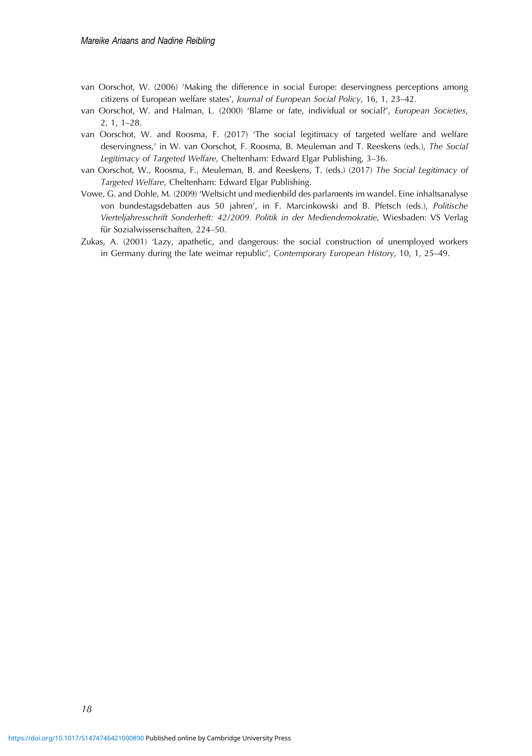van Oorschot, W. (2006) 'Making the difference in social Europe: deservingness perceptions among citizens of European welfare states', *Journal of European Social Policy*, 16, 1, 23–42.

van Oorschot, W. and Halman, L. (2000) 'Blame or fate, individual or social?', *European Societies*, 2, 1, 1–28.

van Oorschot, W. and Roosma, F. (2017) 'The social legitimacy of targeted welfare and welfare deservingness,' in W. van Oorschot, F. Roosma, B. Meuleman and T. Reeskens (eds.), *The Social Legitimacy of Targeted Welfare*, Cheltenham: Edward Elgar Publishing, 3–36.

van Oorschot, W., Roosma, F., Meuleman, B. and Reeskens, T. (eds.) (2017) *The Social Legitimacy of Targeted Welfare*, Cheltenham: Edward Elgar Publishing.

Vowe, G. and Dohle, M. (2009) 'Weltsicht und medienbild des parlaments im wandel. Eine inhaltsanalyse von bundestagsdebatten aus 50 jahren', in F. Marcinkowski and B. Pfetsch (eds.), *Politische Vierteljahresschrift Sonderheft: 42/2009. Politik in der Mediendemokratie*, Wiesbaden: VS Verlag für Sozialwissenschaften, 224–50.

Zukas, A. (2001) 'Lazy, apathetic, and dangerous: the social construction of unemployed workers in Germany during the late weimar republic', *Contemporary European History*, 10, 1, 25–49.